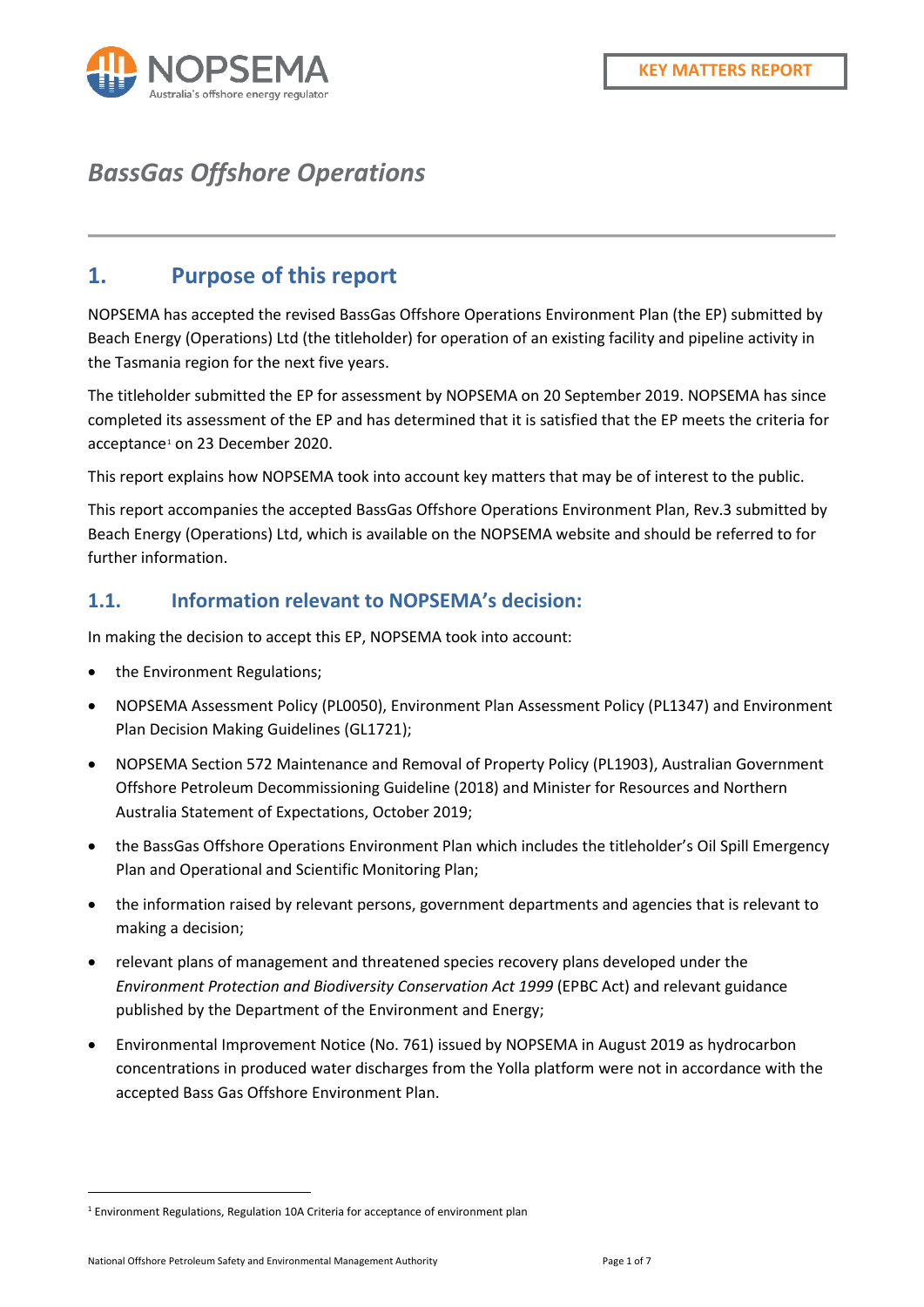KEY MATTERS REPORT

# *BassGas Offshore Operations*

## 1. Purpose of this report

NOPSEMA has accepted the revised BassGas Offshore Operations Environment Plan (the EP) submitted by Beach Energy (Operations) Ltd (the titleholder) for operation of an existing facility and pipeline activity in the Tasmania region for the next five years.

The titleholder submitted the EP for assessment by NOPSEMA on 20 September 2019. NOPSEMA has since completed its assessment of the EP and has determined that it is satisfied that the EP meets the criteria for acceptance[1] on 23 December 2020.

This report explains how NOPSEMA took into account key matters that may be of interest to the public.

This report accompanies the accepted BassGas Offshore Operations Environment Plan, Rev.3 submitted by Beach Energy (Operations) Ltd, which is available on the NOPSEMA website and should be referred to for further information.

### 1.1. Information relevant to NOPSEMA's decision:

In making the decision to accept this EP, NOPSEMA took into account:

- the Environment Regulations;
- NOPSEMA Assessment Policy (PL0050), Environment Plan Assessment Policy (PL1347) and Environment Plan Decision Making Guidelines (GL1721);
- NOPSEMA Section 572 Maintenance and Removal of Property Policy (PL1903), Australian Government Offshore Petroleum Decommissioning Guideline (2018) and Minister for Resources and Northern Australia Statement of Expectations, October 2019;
- the BassGas Offshore Operations Environment Plan which includes the titleholder's Oil Spill Emergency Plan and Operational and Scientific Monitoring Plan;
- the information raised by relevant persons, government departments and agencies that is relevant to making a decision;
- relevant plans of management and threatened species recovery plans developed under the *Environment Protection and Biodiversity Conservation Act 1999* (EPBC Act) and relevant guidance published by the Department of the Environment and Energy;
- Environmental Improvement Notice (No. 761) issued by NOPSEMA in August 2019 as hydrocarbon concentrations in produced water discharges from the Yolla platform were not in accordance with the accepted Bass Gas Offshore Environment Plan.

[1] Environment Regulations, Regulation 10A Criteria for acceptance of environment plan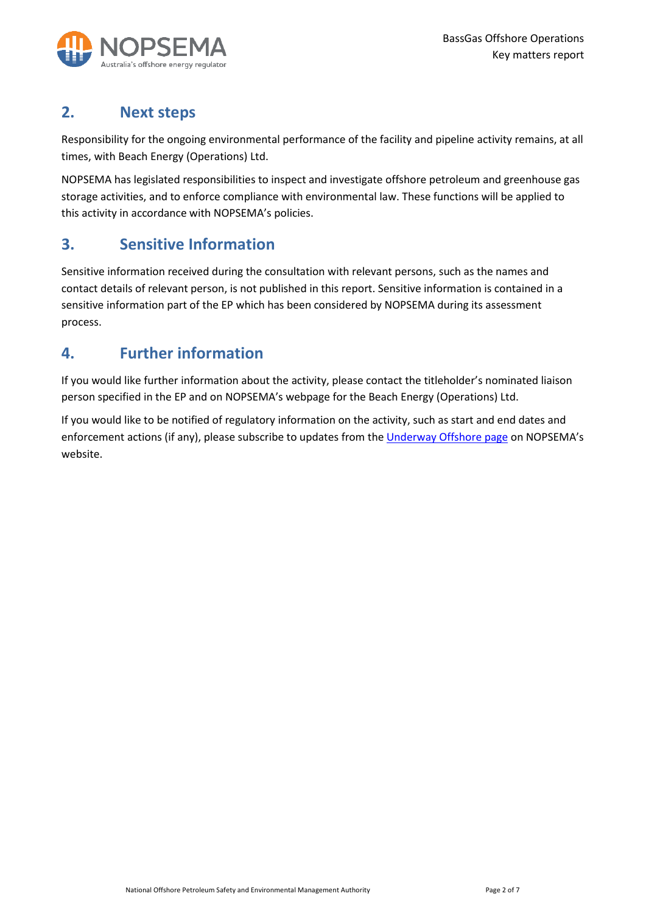## 2. Next steps

Responsibility for the ongoing environmental performance of the facility and pipeline activity remains, at all times, with Beach Energy (Operations) Ltd.

NOPSEMA has legislated responsibilities to inspect and investigate offshore petroleum and greenhouse gas storage activities, and to enforce compliance with environmental law. These functions will be applied to this activity in accordance with NOPSEMA's policies.

## 3. Sensitive Information

Sensitive information received during the consultation with relevant persons, such as the names and contact details of relevant person, is not published in this report. Sensitive information is contained in a sensitive information part of the EP which has been considered by NOPSEMA during its assessment process.

## 4. Further information

If you would like further information about the activity, please contact the titleholder's nominated liaison person specified in the EP and on NOPSEMA's webpage for the Beach Energy (Operations) Ltd.

If you would like to be notified of regulatory information on the activity, such as start and end dates and enforcement actions (if any), please subscribe to updates from the Underway Offshore page on NOPSEMA's website.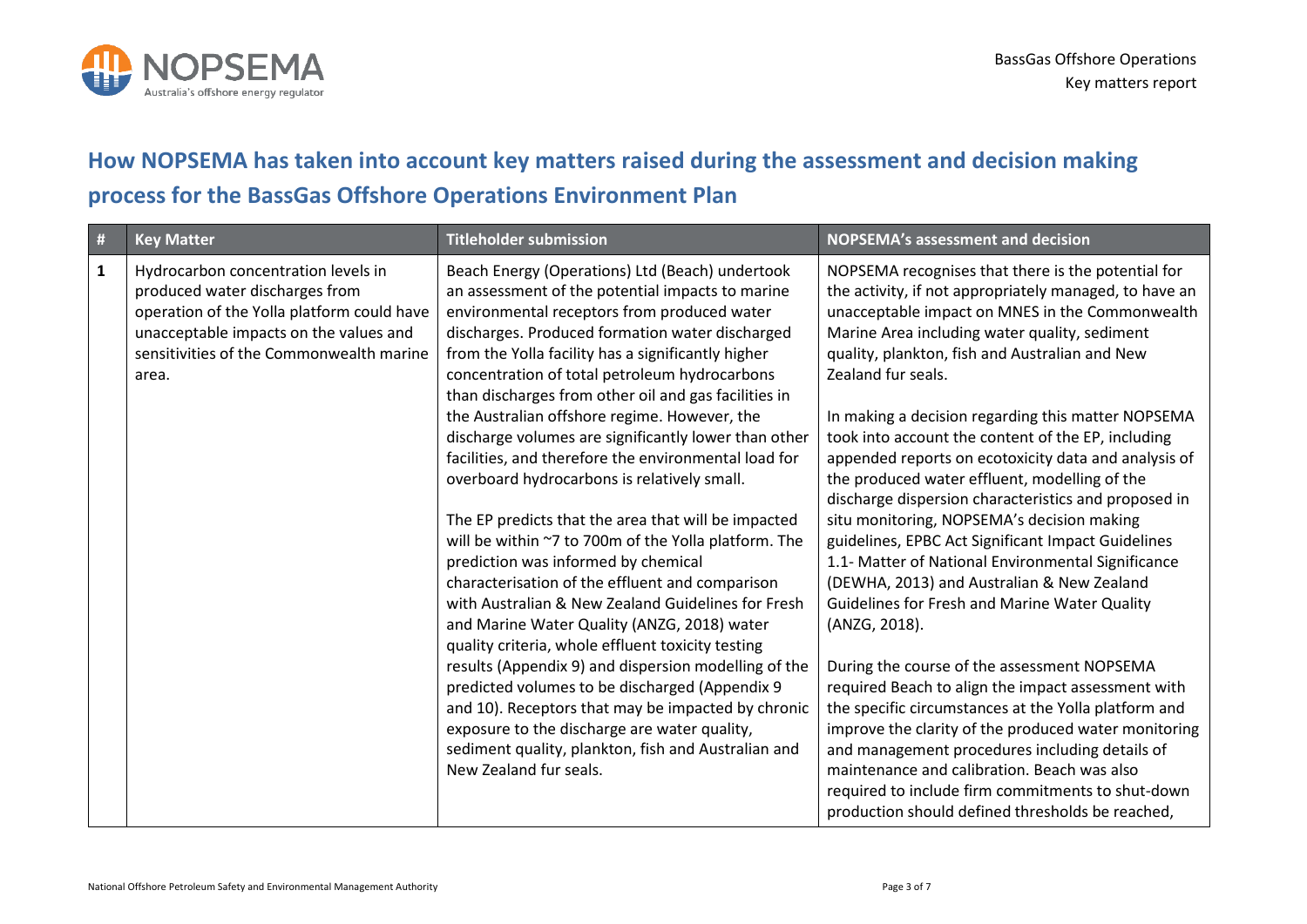## How NOPSEMA has taken into account key matters raised during the assessment and decision making process for the BassGas Offshore Operations Environment Plan

| # | Key Matter | Titleholder submission | NOPSEMA's assessment and decision |
|---|---|---|---|
| 1 | Hydrocarbon concentration levels in produced water discharges from operation of the Yolla platform could have unacceptable impacts on the values and sensitivities of the Commonwealth marine area. | Beach Energy (Operations) Ltd (Beach) undertook an assessment of the potential impacts to marine environmental receptors from produced water discharges. Produced formation water discharged from the Yolla facility has a significantly higher concentration of total petroleum hydrocarbons than discharges from other oil and gas facilities in the Australian offshore regime. However, the discharge volumes are significantly lower than other facilities, and therefore the environmental load for overboard hydrocarbons is relatively small.<br><br>The EP predicts that the area that will be impacted will be within ~7 to 700m of the Yolla platform. The prediction was informed by chemical characterisation of the effluent and comparison with Australian & New Zealand Guidelines for Fresh and Marine Water Quality (ANZG, 2018) water quality criteria, whole effluent toxicity testing results (Appendix 9) and dispersion modelling of the predicted volumes to be discharged (Appendix 9 and 10). Receptors that may be impacted by chronic exposure to the discharge are water quality, sediment quality, plankton, fish and Australian and New Zealand fur seals. | NOPSEMA recognises that there is the potential for the activity, if not appropriately managed, to have an unacceptable impact on MNES in the Commonwealth Marine Area including water quality, sediment quality, plankton, fish and Australian and New Zealand fur seals.<br><br>In making a decision regarding this matter NOPSEMA took into account the content of the EP, including appended reports on ecotoxicity data and analysis of the produced water effluent, modelling of the discharge dispersion characteristics and proposed in situ monitoring, NOPSEMA's decision making guidelines, EPBC Act Significant Impact Guidelines 1.1- Matter of National Environmental Significance (DEWHA, 2013) and Australian & New Zealand Guidelines for Fresh and Marine Water Quality (ANZG, 2018).<br><br>During the course of the assessment NOPSEMA required Beach to align the impact assessment with the specific circumstances at the Yolla platform and improve the clarity of the produced water monitoring and management procedures including details of maintenance and calibration. Beach was also required to include firm commitments to shut-down production should defined thresholds be reached, |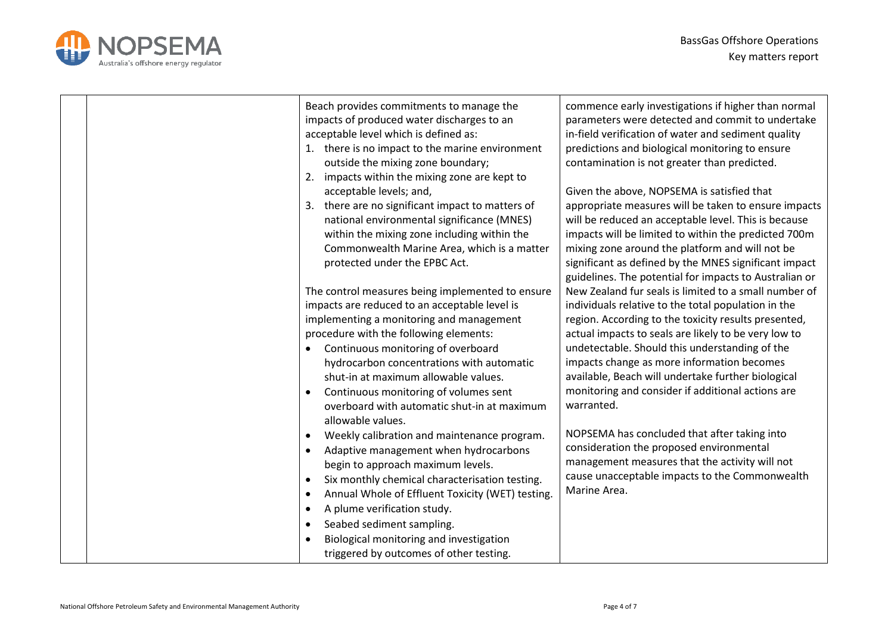| | | | |
|---|---|---|---|
| | | Beach provides commitments to manage the impacts of produced water discharges to an acceptable level which is defined as:<br>1. there is no impact to the marine environment outside the mixing zone boundary;<br>2. impacts within the mixing zone are kept to acceptable levels; and,<br>3. there are no significant impact to matters of national environmental significance (MNES) within the mixing zone including within the Commonwealth Marine Area, which is a matter protected under the EPBC Act.<br><br>The control measures being implemented to ensure impacts are reduced to an acceptable level is implementing a monitoring and management procedure with the following elements:<br>• Continuous monitoring of overboard hydrocarbon concentrations with automatic shut-in at maximum allowable values.<br>• Continuous monitoring of volumes sent overboard with automatic shut-in at maximum allowable values.<br>• Weekly calibration and maintenance program.<br>• Adaptive management when hydrocarbons begin to approach maximum levels.<br>• Six monthly chemical characterisation testing.<br>• Annual Whole of Effluent Toxicity (WET) testing.<br>• A plume verification study.<br>• Seabed sediment sampling.<br>• Biological monitoring and investigation triggered by outcomes of other testing. | commence early investigations if higher than normal parameters were detected and commit to undertake in-field verification of water and sediment quality predictions and biological monitoring to ensure contamination is not greater than predicted.<br><br>Given the above, NOPSEMA is satisfied that appropriate measures will be taken to ensure impacts will be reduced to an acceptable level. This is because impacts will be limited to within the predicted 700m mixing zone around the platform and will not be significant as defined by the MNES significant impact guidelines. The potential for impacts to Australian or New Zealand fur seals is limited to a small number of individuals relative to the total population in the region. According to the toxicity results presented, actual impacts to seals are likely to be very low to undetectable. Should this understanding of the impacts change as more information becomes available, Beach will undertake further biological monitoring and consider if additional actions are warranted.<br><br>NOPSEMA has concluded that after taking into consideration the proposed environmental management measures that the activity will not cause unacceptable impacts to the Commonwealth Marine Area. |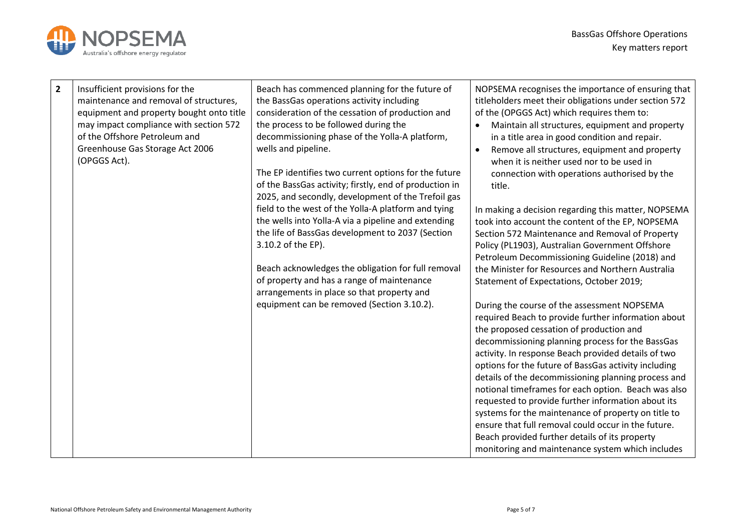| 2 | Insufficient provisions for the maintenance and removal of structures, equipment and property bought onto title may impact compliance with section 572 of the Offshore Petroleum and Greenhouse Gas Storage Act 2006 (OPGGS Act). | Beach has commenced planning for the future of the BassGas operations activity including consideration of the cessation of production and the process to be followed during the decommissioning phase of the Yolla-A platform, wells and pipeline.<br><br>The EP identifies two current options for the future of the BassGas activity; firstly, end of production in 2025, and secondly, development of the Trefoil gas field to the west of the Yolla-A platform and tying the wells into Yolla-A via a pipeline and extending the life of BassGas development to 2037 (Section 3.10.2 of the EP).<br><br>Beach acknowledges the obligation for full removal of property and has a range of maintenance arrangements in place so that property and equipment can be removed (Section 3.10.2). | NOPSEMA recognises the importance of ensuring that titleholders meet their obligations under section 572 of the (OPGGS Act) which requires them to:<br>• Maintain all structures, equipment and property in a title area in good condition and repair.<br>• Remove all structures, equipment and property when it is neither used nor to be used in connection with operations authorised by the title.<br><br>In making a decision regarding this matter, NOPSEMA took into account the content of the EP, NOPSEMA Section 572 Maintenance and Removal of Property Policy (PL1903), Australian Government Offshore Petroleum Decommissioning Guideline (2018) and the Minister for Resources and Northern Australia Statement of Expectations, October 2019;<br><br>During the course of the assessment NOPSEMA required Beach to provide further information about the proposed cessation of production and decommissioning planning process for the BassGas activity. In response Beach provided details of two options for the future of BassGas activity including details of the decommissioning planning process and notional timeframes for each option. Beach was also requested to provide further information about its systems for the maintenance of property on title to ensure that full removal could occur in the future. Beach provided further details of its property monitoring and maintenance system which includes |
|---|---|---|---|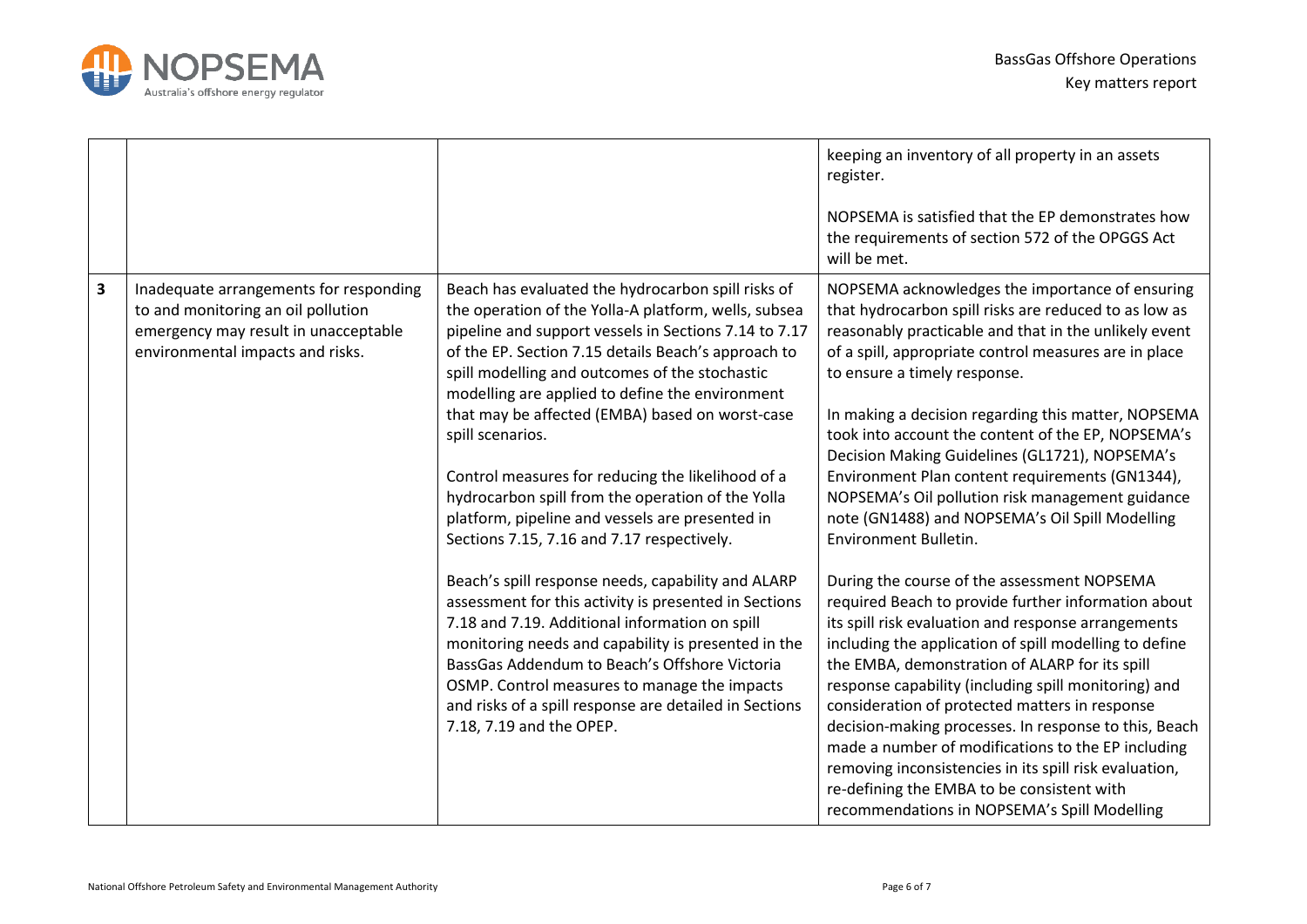| | | | |
|---|---|---|---|
| | | | keeping an inventory of all property in an assets register.<br><br>NOPSEMA is satisfied that the EP demonstrates how the requirements of section 572 of the OPGGS Act will be met. |
| **3** | Inadequate arrangements for responding to and monitoring an oil pollution emergency may result in unacceptable environmental impacts and risks. | Beach has evaluated the hydrocarbon spill risks of the operation of the Yolla-A platform, wells, subsea pipeline and support vessels in Sections 7.14 to 7.17 of the EP. Section 7.15 details Beach's approach to spill modelling and outcomes of the stochastic modelling are applied to define the environment that may be affected (EMBA) based on worst-case spill scenarios.<br><br>Control measures for reducing the likelihood of a hydrocarbon spill from the operation of the Yolla platform, pipeline and vessels are presented in Sections 7.15, 7.16 and 7.17 respectively.<br><br>Beach's spill response needs, capability and ALARP assessment for this activity is presented in Sections 7.18 and 7.19. Additional information on spill monitoring needs and capability is presented in the BassGas Addendum to Beach's Offshore Victoria OSMP. Control measures to manage the impacts and risks of a spill response are detailed in Sections 7.18, 7.19 and the OPEP. | NOPSEMA acknowledges the importance of ensuring that hydrocarbon spill risks are reduced to as low as reasonably practicable and that in the unlikely event of a spill, appropriate control measures are in place to ensure a timely response.<br><br>In making a decision regarding this matter, NOPSEMA took into account the content of the EP, NOPSEMA's Decision Making Guidelines (GL1721), NOPSEMA's Environment Plan content requirements (GN1344), NOPSEMA's Oil pollution risk management guidance note (GN1488) and NOPSEMA's Oil Spill Modelling Environment Bulletin.<br><br>During the course of the assessment NOPSEMA required Beach to provide further information about its spill risk evaluation and response arrangements including the application of spill modelling to define the EMBA, demonstration of ALARP for its spill response capability (including spill monitoring) and consideration of protected matters in response decision-making processes. In response to this, Beach made a number of modifications to the EP including removing inconsistencies in its spill risk evaluation, re-defining the EMBA to be consistent with recommendations in NOPSEMA's Spill Modelling |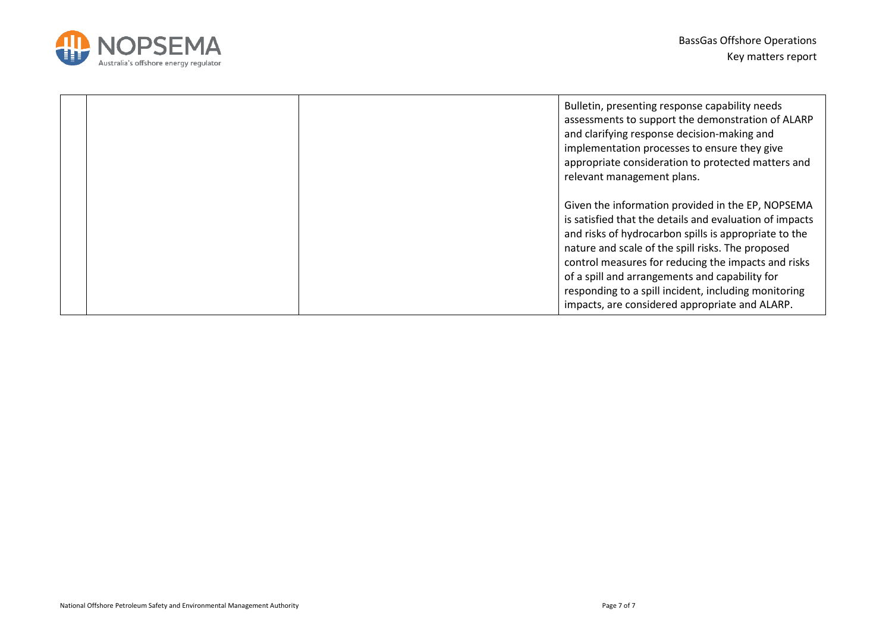| | | | |
|---|---|---|---|
| | | | Bulletin, presenting response capability needs assessments to support the demonstration of ALARP and clarifying response decision-making and implementation processes to ensure they give appropriate consideration to protected matters and relevant management plans.<br><br>Given the information provided in the EP, NOPSEMA is satisfied that the details and evaluation of impacts and risks of hydrocarbon spills is appropriate to the nature and scale of the spill risks. The proposed control measures for reducing the impacts and risks of a spill and arrangements and capability for responding to a spill incident, including monitoring impacts, are considered appropriate and ALARP. |